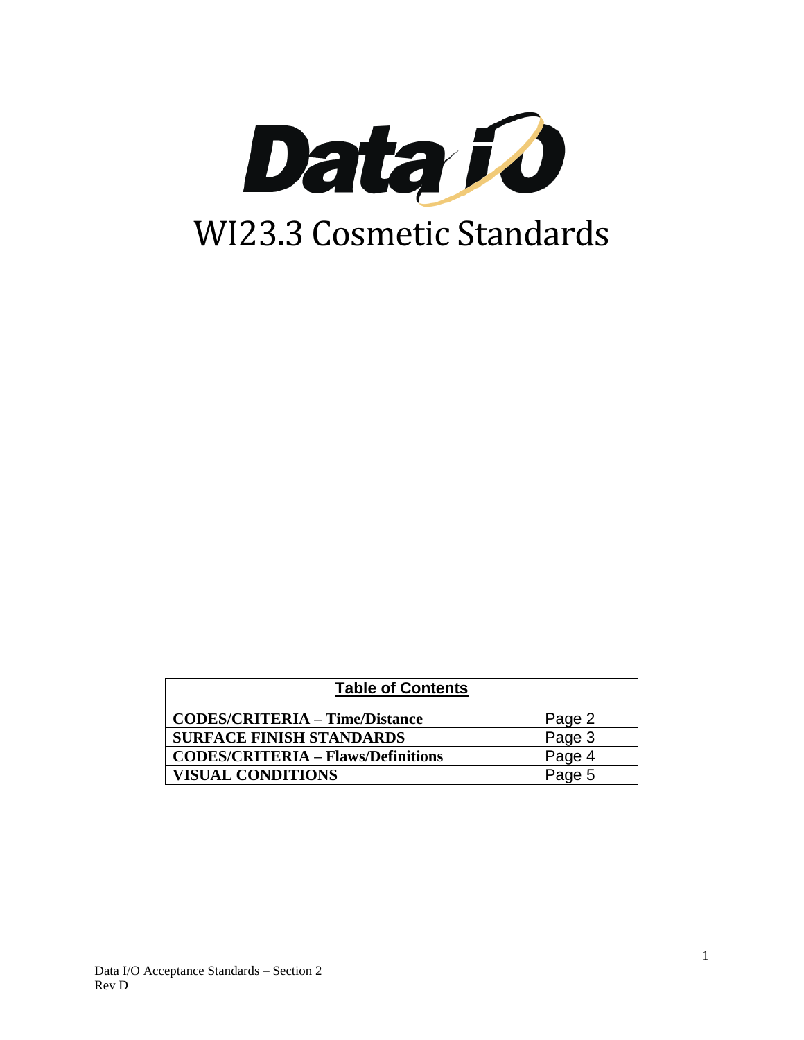# WI23.3 Cosmetic Standards

| Table of Contents | |
|---|---|
| **CODES/CRITERIA – Time/Distance** | Page 2 |
| **SURFACE FINISH STANDARDS** | Page 3 |
| **CODES/CRITERIA – Flaws/Definitions** | Page 4 |
| **VISUAL CONDITIONS** | Page 5 |

Data I/O Acceptance Standards – Section 2
Rev D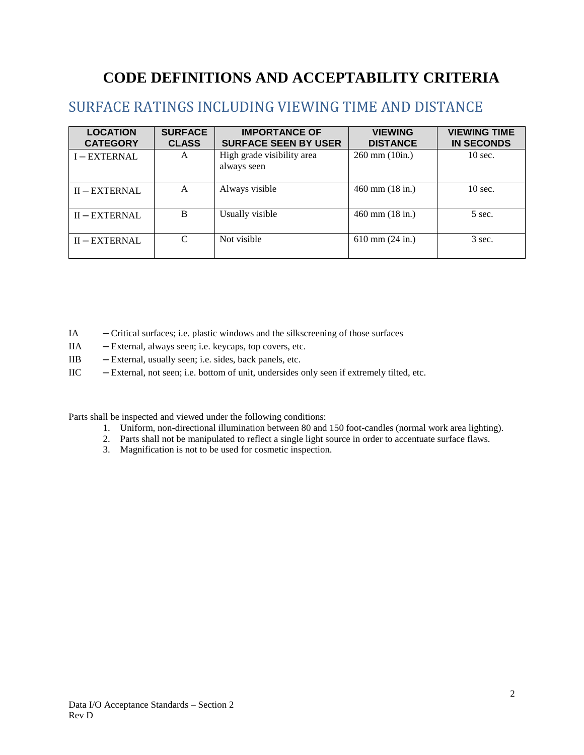# CODE DEFINITIONS AND ACCEPTABILITY CRITERIA

## SURFACE RATINGS INCLUDING VIEWING TIME AND DISTANCE

| LOCATION CATEGORY | SURFACE CLASS | IMPORTANCE OF SURFACE SEEN BY USER | VIEWING DISTANCE | VIEWING TIME IN SECONDS |
|---|---|---|---|---|
| I – EXTERNAL | A | High grade visibility area always seen | 260 mm (10in.) | 10 sec. |
| II – EXTERNAL | A | Always visible | 460 mm (18 in.) | 10 sec. |
| II – EXTERNAL | B | Usually visible | 460 mm (18 in.) | 5 sec. |
| II – EXTERNAL | C | Not visible | 610 mm (24 in.) | 3 sec. |

IA – Critical surfaces; i.e. plastic windows and the silkscreening of those surfaces
IIA – External, always seen; i.e. keycaps, top covers, etc.
IIB – External, usually seen; i.e. sides, back panels, etc.
IIC – External, not seen; i.e. bottom of unit, undersides only seen if extremely tilted, etc.

Parts shall be inspected and viewed under the following conditions:

1. Uniform, non-directional illumination between 80 and 150 foot-candles (normal work area lighting).
2. Parts shall not be manipulated to reflect a single light source in order to accentuate surface flaws.
3. Magnification is not to be used for cosmetic inspection.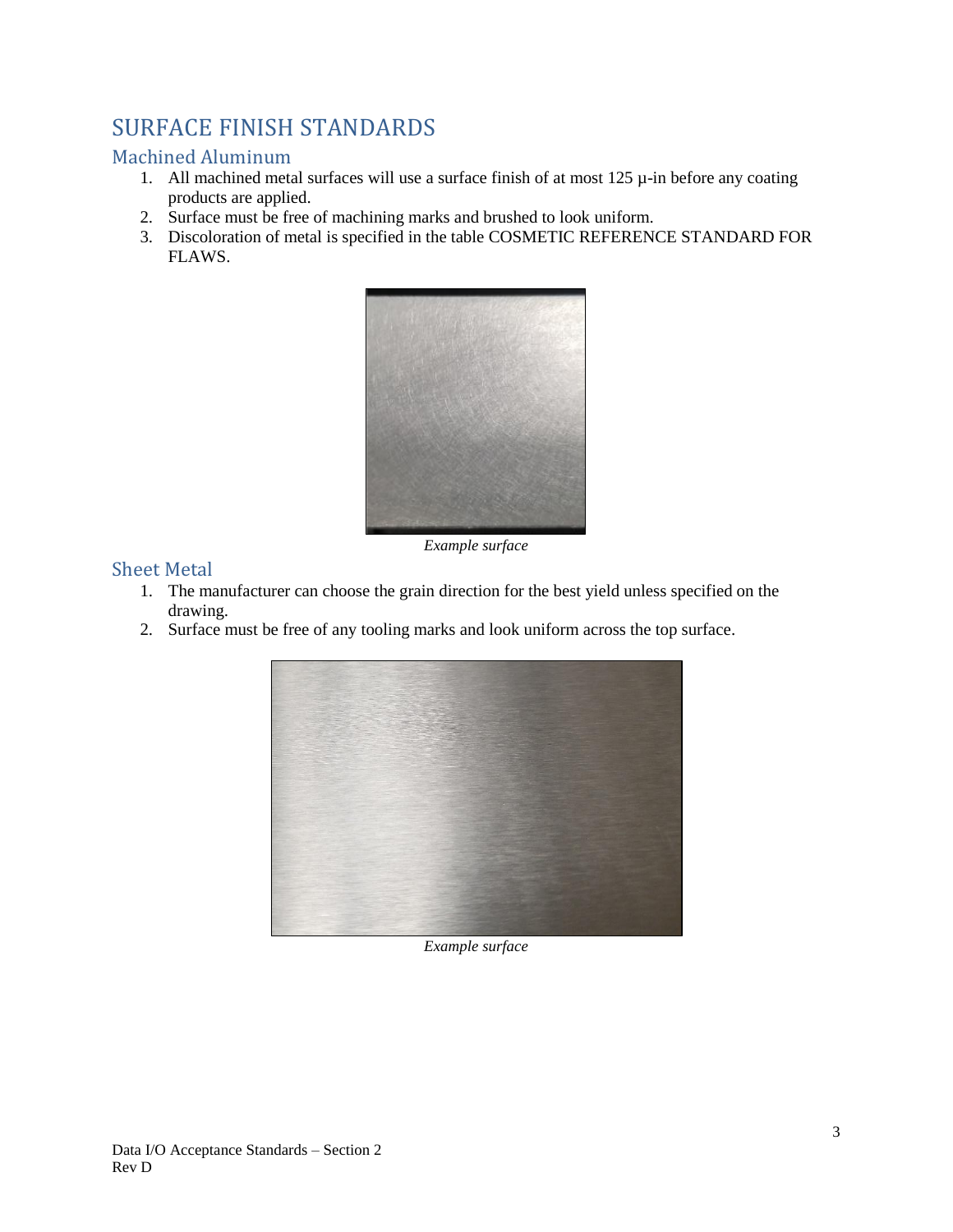# SURFACE FINISH STANDARDS

## Machined Aluminum

1. All machined metal surfaces will use a surface finish of at most 125 µ-in before any coating products are applied.
2. Surface must be free of machining marks and brushed to look uniform.
3. Discoloration of metal is specified in the table COSMETIC REFERENCE STANDARD FOR FLAWS.

*Example surface*

## Sheet Metal

1. The manufacturer can choose the grain direction for the best yield unless specified on the drawing.
2. Surface must be free of any tooling marks and look uniform across the top surface.

*Example surface*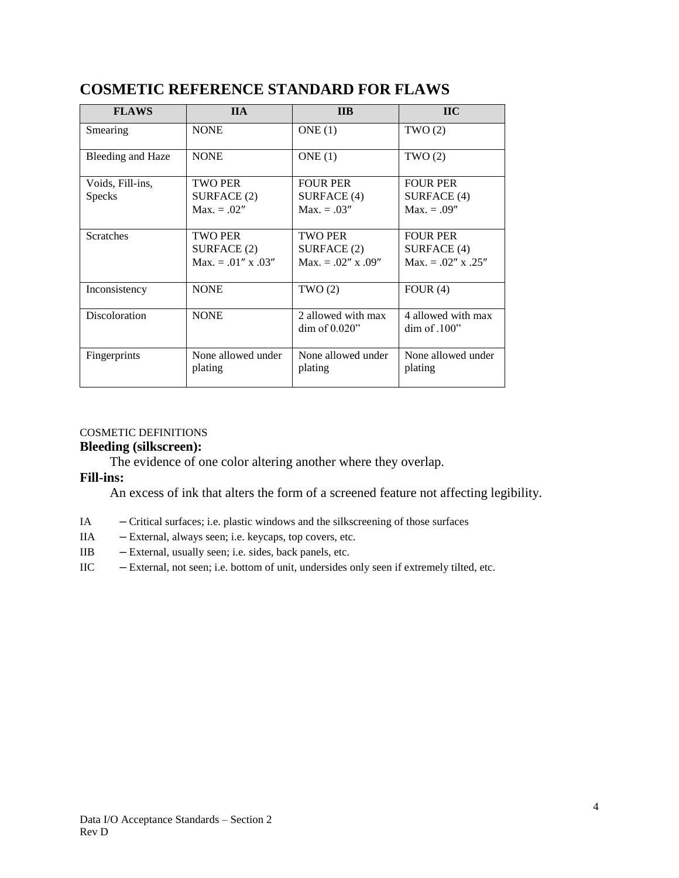# COSMETIC REFERENCE STANDARD FOR FLAWS

| FLAWS | IIA | IIB | IIC |
|---|---|---|---|
| Smearing | NONE | ONE (1) | TWO (2) |
| Bleeding and Haze | NONE | ONE (1) | TWO (2) |
| Voids, Fill-ins, Specks | TWO PER SURFACE (2) Max. = .02″ | FOUR PER SURFACE (4) Max. = .03″ | FOUR PER SURFACE (4) Max. = .09″ |
| Scratches | TWO PER SURFACE (2) Max. = .01″ x .03″ | TWO PER SURFACE (2) Max. = .02″ x .09″ | FOUR PER SURFACE (4) Max. = .02″ x .25″ |
| Inconsistency | NONE | TWO (2) | FOUR (4) |
| Discoloration | NONE | 2 allowed with max dim of 0.020" | 4 allowed with max dim of .100" |
| Fingerprints | None allowed under plating | None allowed under plating | None allowed under plating |

COSMETIC DEFINITIONS

**Bleeding (silkscreen):**

The evidence of one color altering another where they overlap.

**Fill-ins:**

An excess of ink that alters the form of a screened feature not affecting legibility.

IA – Critical surfaces; i.e. plastic windows and the silkscreening of those surfaces

IIA – External, always seen; i.e. keycaps, top covers, etc.

IIB – External, usually seen; i.e. sides, back panels, etc.

IIC – External, not seen; i.e. bottom of unit, undersides only seen if extremely tilted, etc.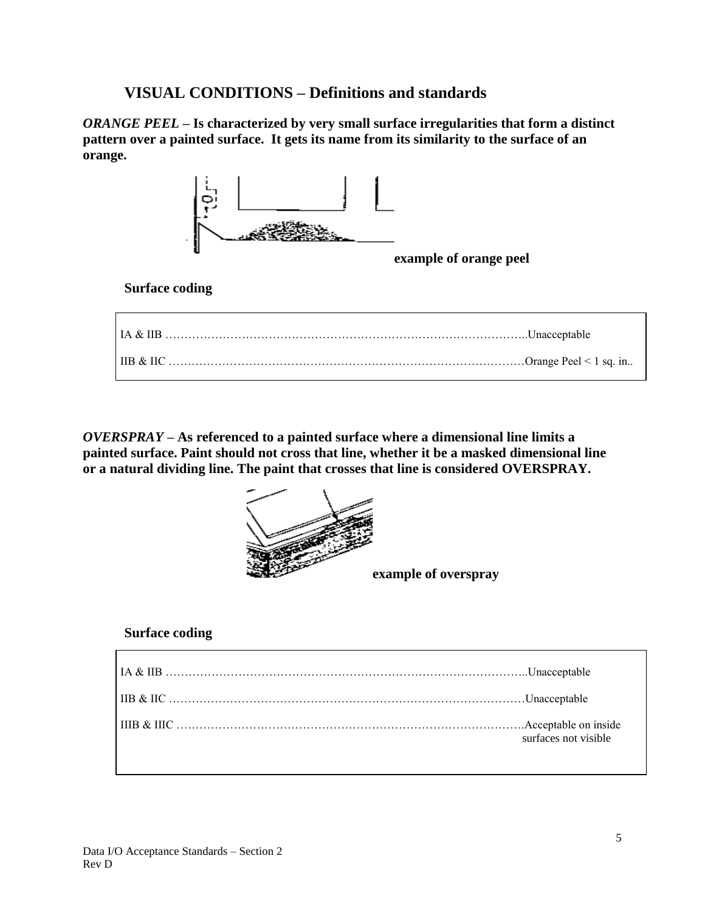## VISUAL CONDITIONS – Definitions and standards

***ORANGE PEEL* – Is characterized by very small surface irregularities that form a distinct pattern over a painted surface. It gets its name from its similarity to the surface of an orange.**

**example of orange peel**

**Surface coding**

| | |
|---|---|
| IA & IIB | Unacceptable |
| IIB & IIC | Orange Peel < 1 sq. in.. |

***OVERSPRAY* – As referenced to a painted surface where a dimensional line limits a painted surface. Paint should not cross that line, whether it be a masked dimensional line or a natural dividing line. The paint that crosses that line is considered OVERSPRAY.**

**example of overspray**

**Surface coding**

| | |
|---|---|
| IA & IIB | Unacceptable |
| IIB & IIC | Unacceptable |
| IIIB & IIIC | Acceptable on inside surfaces not visible |

Data I/O Acceptance Standards – Section 2
Rev D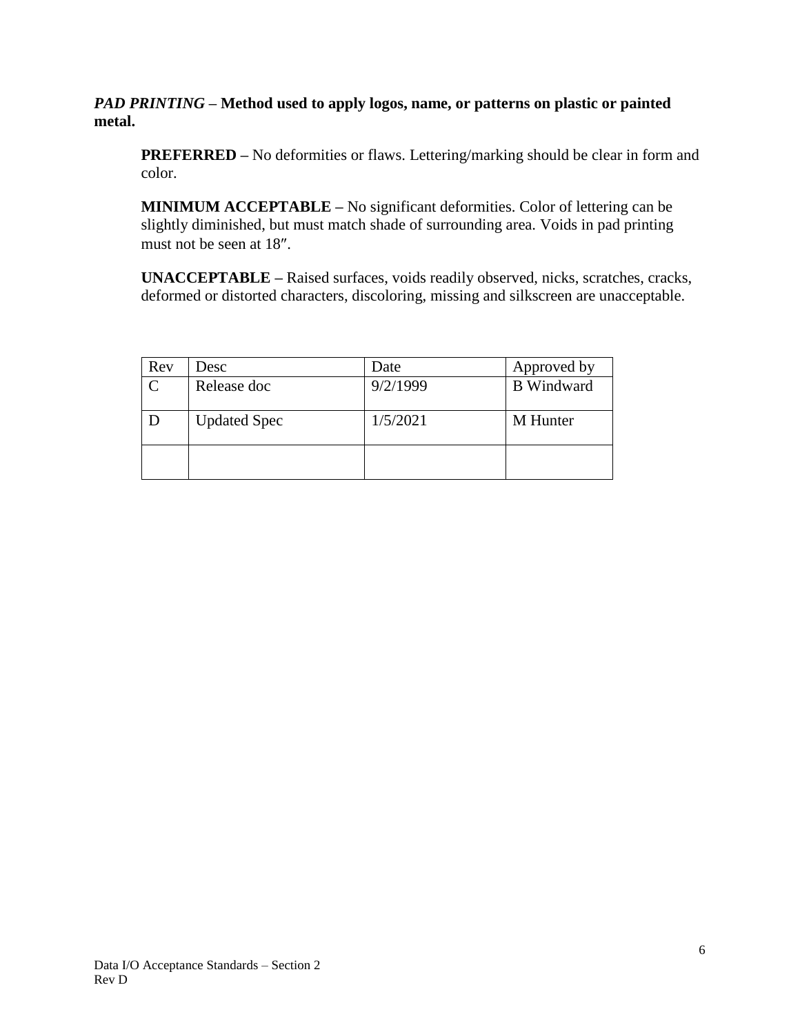***PAD PRINTING* – Method used to apply logos, name, or patterns on plastic or painted metal.**

**PREFERRED –** No deformities or flaws. Lettering/marking should be clear in form and color.

**MINIMUM ACCEPTABLE –** No significant deformities. Color of lettering can be slightly diminished, but must match shade of surrounding area. Voids in pad printing must not be seen at 18″.

**UNACCEPTABLE –** Raised surfaces, voids readily observed, nicks, scratches, cracks, deformed or distorted characters, discoloring, missing and silkscreen are unacceptable.

| Rev | Desc | Date | Approved by |
|---|---|---|---|
| C | Release doc | 9/2/1999 | B Windward |
| D | Updated Spec | 1/5/2021 | M Hunter |
| | | | |